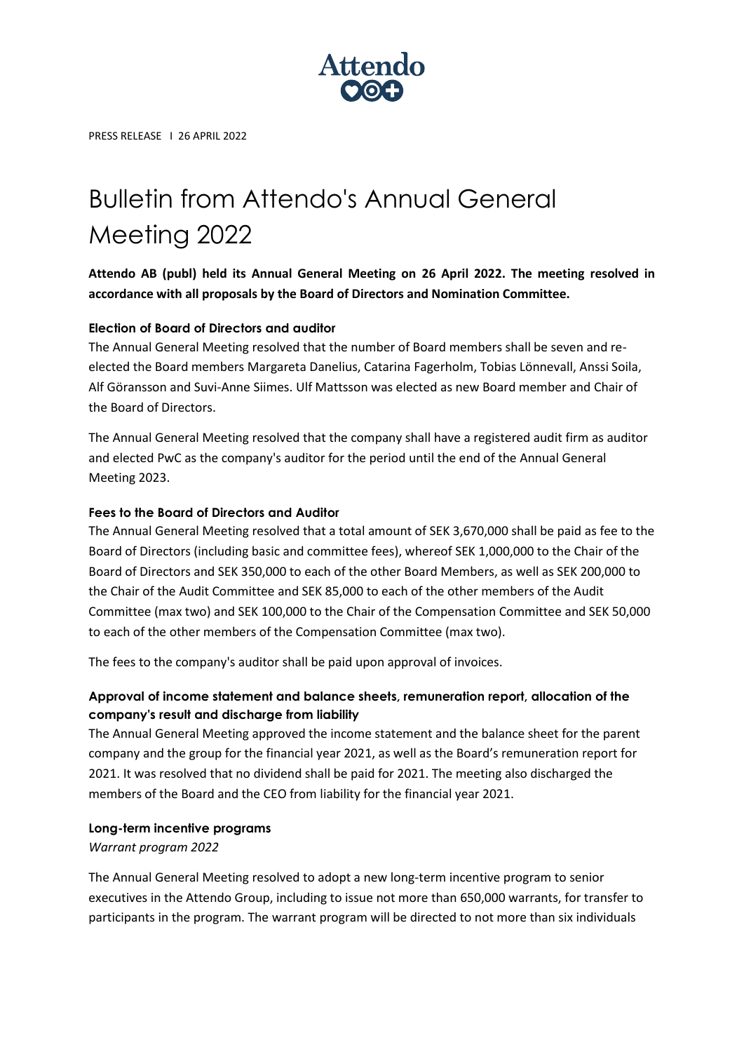PRESS RELEASE I 26 APRIL 2022

# Bulletin from Attendo's Annual General Meeting 2022

**Attendo AB (publ) held its Annual General Meeting on 26 April 2022. The meeting resolved in accordance with all proposals by the Board of Directors and Nomination Committee.**

### Election of Board of Directors and auditor

The Annual General Meeting resolved that the number of Board members shall be seven and re-elected the Board members Margareta Danelius, Catarina Fagerholm, Tobias Lönnevall, Anssi Soila, Alf Göransson and Suvi-Anne Siimes. Ulf Mattsson was elected as new Board member and Chair of the Board of Directors.

The Annual General Meeting resolved that the company shall have a registered audit firm as auditor and elected PwC as the company's auditor for the period until the end of the Annual General Meeting 2023.

### Fees to the Board of Directors and Auditor

The Annual General Meeting resolved that a total amount of SEK 3,670,000 shall be paid as fee to the Board of Directors (including basic and committee fees), whereof SEK 1,000,000 to the Chair of the Board of Directors and SEK 350,000 to each of the other Board Members, as well as SEK 200,000 to the Chair of the Audit Committee and SEK 85,000 to each of the other members of the Audit Committee (max two) and SEK 100,000 to the Chair of the Compensation Committee and SEK 50,000 to each of the other members of the Compensation Committee (max two).

The fees to the company's auditor shall be paid upon approval of invoices.

### Approval of income statement and balance sheets, remuneration report, allocation of the company's result and discharge from liability

The Annual General Meeting approved the income statement and the balance sheet for the parent company and the group for the financial year 2021, as well as the Board's remuneration report for 2021. It was resolved that no dividend shall be paid for 2021. The meeting also discharged the members of the Board and the CEO from liability for the financial year 2021.

### Long-term incentive programs

*Warrant program 2022*

The Annual General Meeting resolved to adopt a new long-term incentive program to senior executives in the Attendo Group, including to issue not more than 650,000 warrants, for transfer to participants in the program. The warrant program will be directed to not more than six individuals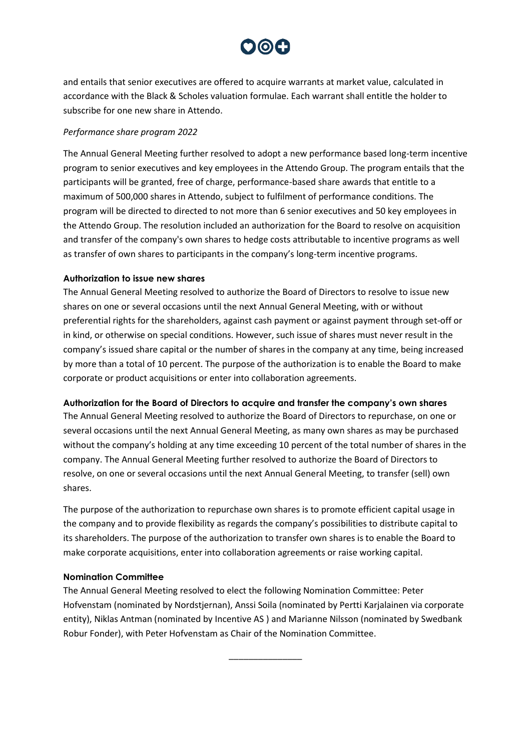and entails that senior executives are offered to acquire warrants at market value, calculated in accordance with the Black & Scholes valuation formulae. Each warrant shall entitle the holder to subscribe for one new share in Attendo.

*Performance share program 2022*

The Annual General Meeting further resolved to adopt a new performance based long-term incentive program to senior executives and key employees in the Attendo Group. The program entails that the participants will be granted, free of charge, performance-based share awards that entitle to a maximum of 500,000 shares in Attendo, subject to fulfilment of performance conditions. The program will be directed to directed to not more than 6 senior executives and 50 key employees in the Attendo Group. The resolution included an authorization for the Board to resolve on acquisition and transfer of the company's own shares to hedge costs attributable to incentive programs as well as transfer of own shares to participants in the company's long-term incentive programs.

**Authorization to issue new shares**

The Annual General Meeting resolved to authorize the Board of Directors to resolve to issue new shares on one or several occasions until the next Annual General Meeting, with or without preferential rights for the shareholders, against cash payment or against payment through set-off or in kind, or otherwise on special conditions. However, such issue of shares must never result in the company's issued share capital or the number of shares in the company at any time, being increased by more than a total of 10 percent. The purpose of the authorization is to enable the Board to make corporate or product acquisitions or enter into collaboration agreements.

**Authorization for the Board of Directors to acquire and transfer the company's own shares**

The Annual General Meeting resolved to authorize the Board of Directors to repurchase, on one or several occasions until the next Annual General Meeting, as many own shares as may be purchased without the company's holding at any time exceeding 10 percent of the total number of shares in the company. The Annual General Meeting further resolved to authorize the Board of Directors to resolve, on one or several occasions until the next Annual General Meeting, to transfer (sell) own shares.

The purpose of the authorization to repurchase own shares is to promote efficient capital usage in the company and to provide flexibility as regards the company's possibilities to distribute capital to its shareholders. The purpose of the authorization to transfer own shares is to enable the Board to make corporate acquisitions, enter into collaboration agreements or raise working capital.

**Nomination Committee**

The Annual General Meeting resolved to elect the following Nomination Committee: Peter Hofvenstam (nominated by Nordstjernan), Anssi Soila (nominated by Pertti Karjalainen via corporate entity), Niklas Antman (nominated by Incentive AS ) and Marianne Nilsson (nominated by Swedbank Robur Fonder), with Peter Hofvenstam as Chair of the Nomination Committee.

\_\_\_\_\_\_\_\_\_\_\_\_\_\_\_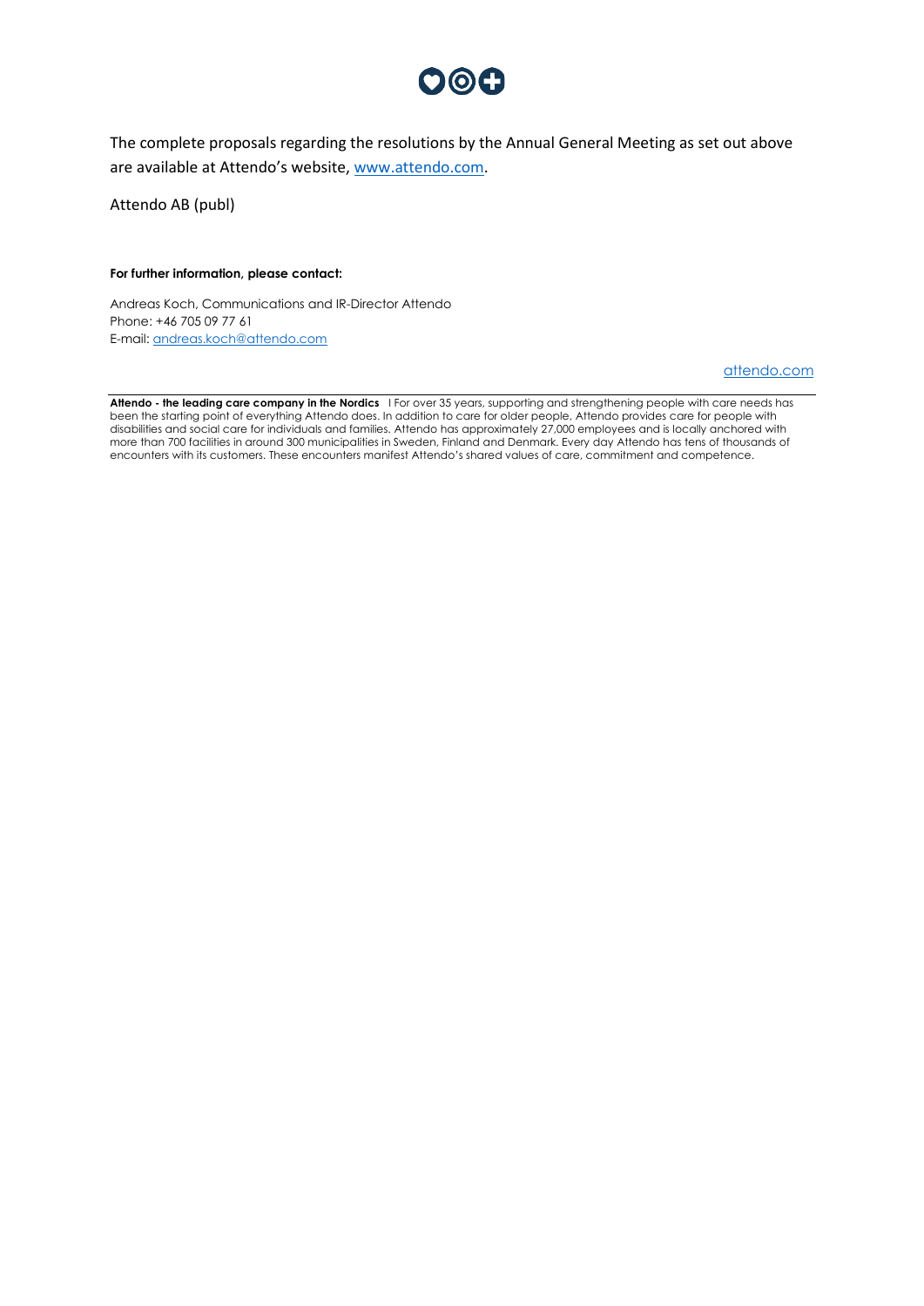The complete proposals regarding the resolutions by the Annual General Meeting as set out above are available at Attendo's website, [www.attendo.com](http://www.attendo.com).

Attendo AB (publ)

**For further information, please contact:**

Andreas Koch, Communications and IR-Director Attendo
Phone: +46 705 09 77 61
E-mail: [andreas.koch@attendo.com](mailto:andreas.koch@attendo.com)

[attendo.com](http://attendo.com)

---

**Attendo - the leading care company in the Nordics** I For over 35 years, supporting and strengthening people with care needs has been the starting point of everything Attendo does. In addition to care for older people, Attendo provides care for people with disabilities and social care for individuals and families. Attendo has approximately 27,000 employees and is locally anchored with more than 700 facilities in around 300 municipalities in Sweden, Finland and Denmark. Every day Attendo has tens of thousands of encounters with its customers. These encounters manifest Attendo's shared values of care, commitment and competence.